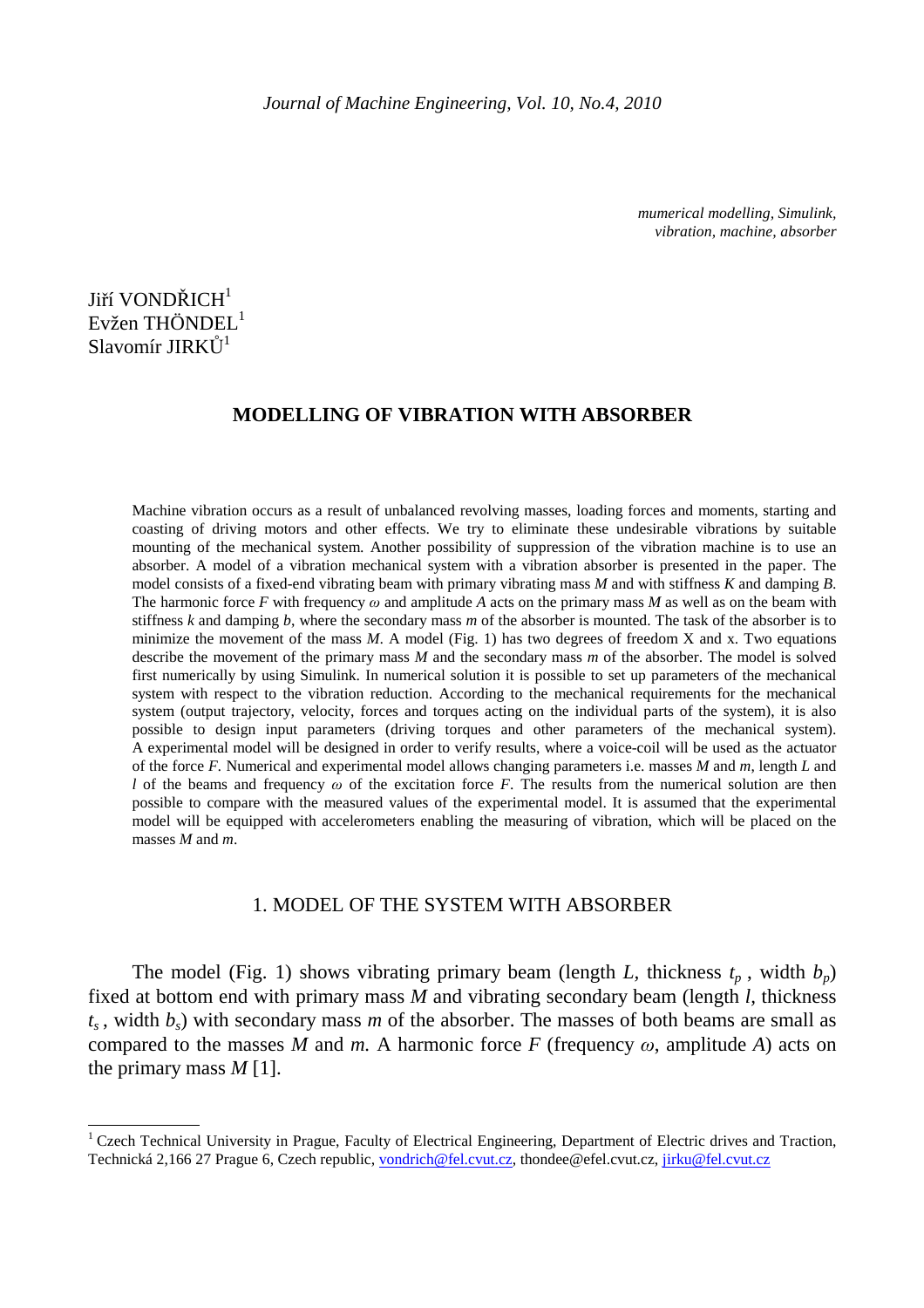*mumerical modelling, Simulink, vibration, machine, absorber*

Jiří VONDŘICH[1]
Evžen THÖNDEL[1]
Slavomír JIRKŮ[1]

# MODELLING OF VIBRATION WITH ABSORBER

Machine vibration occurs as a result of unbalanced revolving masses, loading forces and moments, starting and coasting of driving motors and other effects. We try to eliminate these undesirable vibrations by suitable mounting of the mechanical system. Another possibility of suppression of the vibration machine is to use an absorber. A model of a vibration mechanical system with a vibration absorber is presented in the paper. The model consists of a fixed-end vibrating beam with primary vibrating mass $M$ and with stiffness $K$ and damping $B$. The harmonic force $F$ with frequency $\omega$ and amplitude $A$ acts on the primary mass $M$ as well as on the beam with stiffness $k$ and damping $b$, where the secondary mass $m$ of the absorber is mounted. The task of the absorber is to minimize the movement of the mass $M$. A model (Fig. 1) has two degrees of freedom X and x. Two equations describe the movement of the primary mass $M$ and the secondary mass $m$ of the absorber. The model is solved first numerically by using Simulink. In numerical solution it is possible to set up parameters of the mechanical system with respect to the vibration reduction. According to the mechanical requirements for the mechanical system (output trajectory, velocity, forces and torques acting on the individual parts of the system), it is also possible to design input parameters (driving torques and other parameters of the mechanical system). A experimental model will be designed in order to verify results, where a voice-coil will be used as the actuator of the force $F$. Numerical and experimental model allows changing parameters i.e. masses $M$ and $m$, length $L$ and $l$ of the beams and frequency $\omega$ of the excitation force $F$. The results from the numerical solution are then possible to compare with the measured values of the experimental model. It is assumed that the experimental model will be equipped with accelerometers enabling the measuring of vibration, which will be placed on the masses $M$ and $m$.

## 1. MODEL OF THE SYSTEM WITH ABSORBER

The model (Fig. 1) shows vibrating primary beam (length $L$, thickness $t_p$, width $b_p$) fixed at bottom end with primary mass $M$ and vibrating secondary beam (length $l$, thickness $t_s$, width $b_s$) with secondary mass $m$ of the absorber. The masses of both beams are small as compared to the masses $M$ and $m$. A harmonic force $F$ (frequency $\omega$, amplitude $A$) acts on the primary mass $M$ [1].

[1] Czech Technical University in Prague, Faculty of Electrical Engineering, Department of Electric drives and Traction, Technická 2,166 27 Prague 6, Czech republic, vondrich@fel.cvut.cz, thondee@efel.cvut.cz, jirku@fel.cvut.cz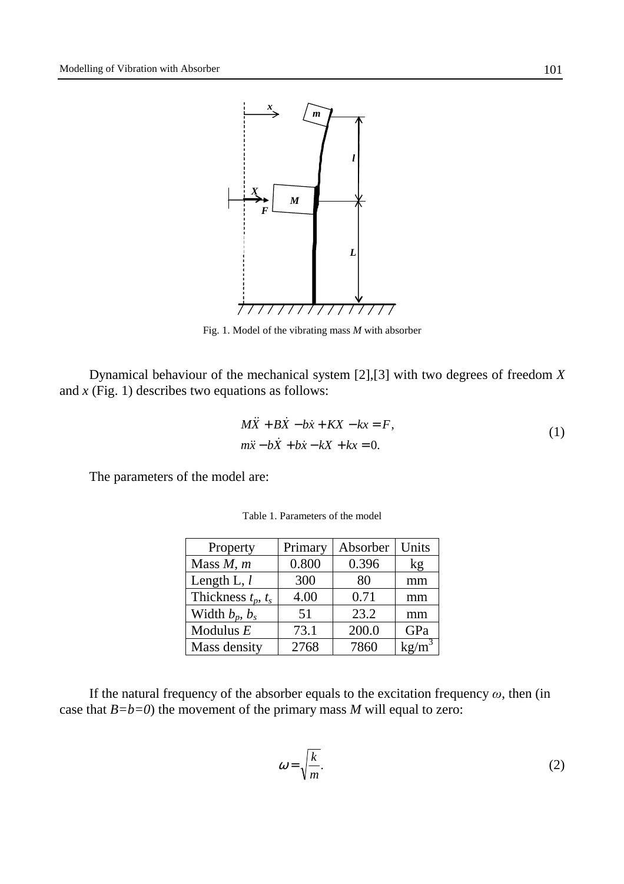Fig. 1. Model of the vibrating mass *M* with absorber

Dynamical behaviour of the mechanical system [2],[3] with two degrees of freedom *X* and *x* (Fig. 1) describes two equations as follows:

$$
\begin{aligned}
&M\ddot{X} + B\dot{X} - b\dot{x} + KX - kx = F, \\
&m\ddot{x} - b\dot{X} + b\dot{x} - kX + kx = 0.
\end{aligned}
\tag{1}
$$

The parameters of the model are:

Table 1. Parameters of the model

| Property | Primary | Absorber | Units |
|---|---|---|---|
| Mass $M$, $m$ | 0.800 | 0.396 | kg |
| Length L, $l$ | 300 | 80 | mm |
| Thickness $t_p$, $t_s$ | 4.00 | 0.71 | mm |
| Width $b_p$, $b_s$ | 51 | 23.2 | mm |
| Modulus $E$ | 73.1 | 200.0 | GPa |
| Mass density | 2768 | 7860 | kg/m$^3$ |

If the natural frequency of the absorber equals to the excitation frequency $\omega$, then (in case that $B=b=0$) the movement of the primary mass $M$ will equal to zero:

$$
\omega = \sqrt{\frac{k}{m}}.
\tag{2}
$$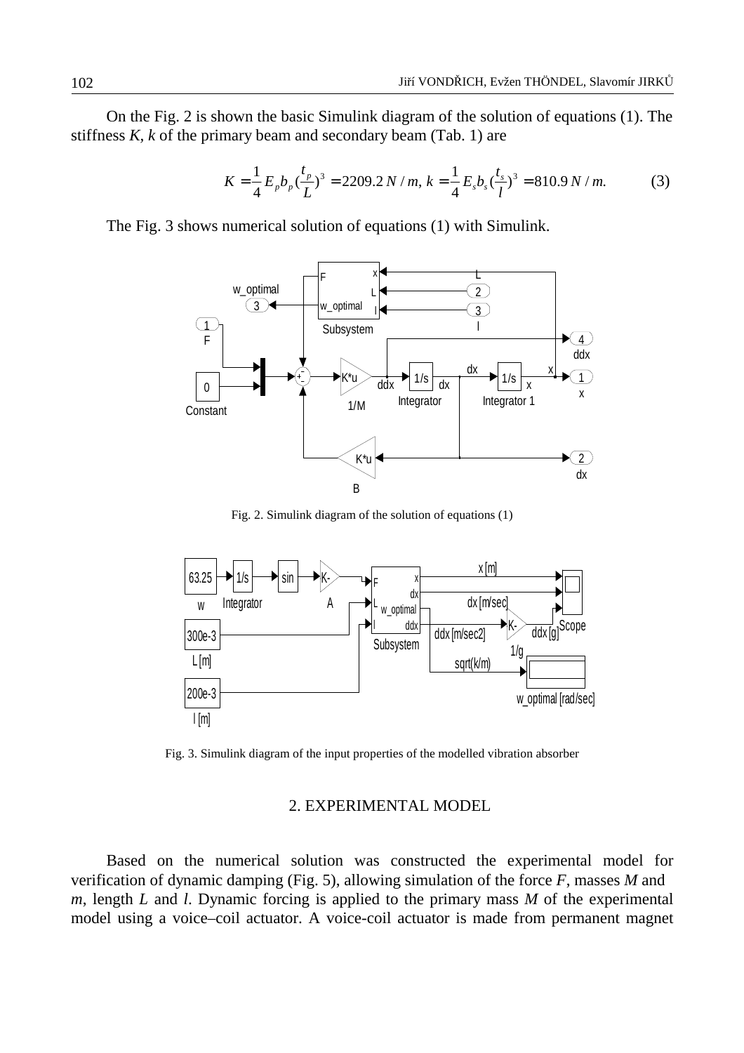On the Fig. 2 is shown the basic Simulink diagram of the solution of equations (1). The stiffness $K$, $k$ of the primary beam and secondary beam (Tab. 1) are

$$K = \frac{1}{4} E_p b_p \left(\frac{t_p}{L}\right)^3 = 2209.2 \; N/m, \; k = \frac{1}{4} E_s b_s \left(\frac{t_s}{l}\right)^3 = 810.9 \; N/m. \tag{3}$$

The Fig. 3 shows numerical solution of equations (1) with Simulink.

Fig. 2. Simulink diagram of the solution of equations (1)

Fig. 3. Simulink diagram of the input properties of the modelled vibration absorber

## 2. EXPERIMENTAL MODEL

Based on the numerical solution was constructed the experimental model for verification of dynamic damping (Fig. 5), allowing simulation of the force $F$, masses $M$ and $m$, length $L$ and $l$. Dynamic forcing is applied to the primary mass $M$ of the experimental model using a voice–coil actuator. A voice-coil actuator is made from permanent magnet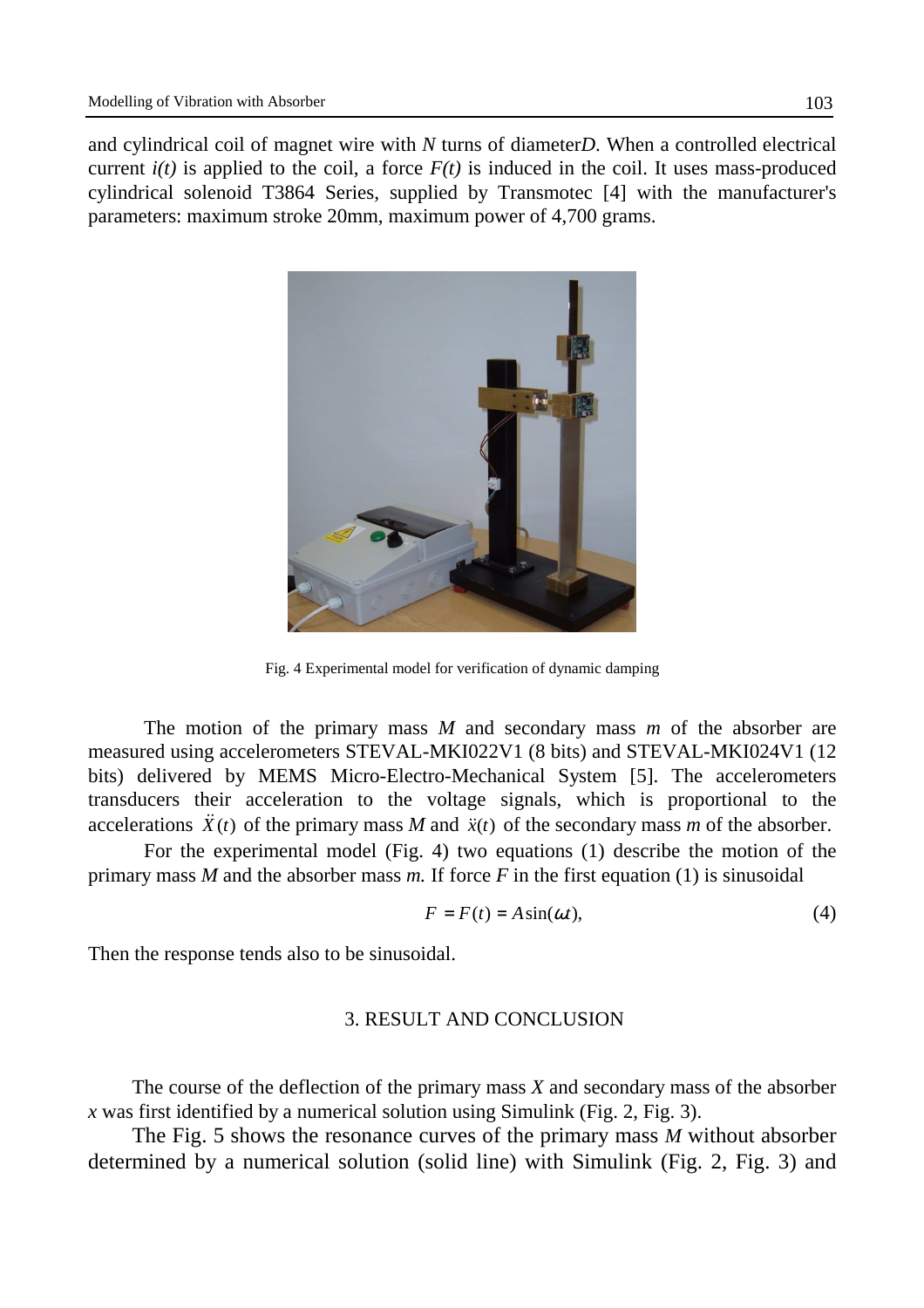and cylindrical coil of magnet wire with *N* turns of diameter*D*. When a controlled electrical current *i(t)* is applied to the coil, a force *F(t)* is induced in the coil. It uses mass-produced cylindrical solenoid T3864 Series, supplied by Transmotec [4] with the manufacturer's parameters: maximum stroke 20mm, maximum power of 4,700 grams.

Fig. 4 Experimental model for verification of dynamic damping

The motion of the primary mass *M* and secondary mass *m* of the absorber are measured using accelerometers STEVAL-MKI022V1 (8 bits) and STEVAL-MKI024V1 (12 bits) delivered by MEMS Micro-Electro-Mechanical System [5]. The accelerometers transducers their acceleration to the voltage signals, which is proportional to the accelerations $\ddot{X}(t)$ of the primary mass *M* and $\ddot{x}(t)$ of the secondary mass *m* of the absorber.

For the experimental model (Fig. 4) two equations (1) describe the motion of the primary mass *M* and the absorber mass *m.* If force *F* in the first equation (1) is sinusoidal

$$F = F(t) = A\sin(\omega t), \tag{4}$$

Then the response tends also to be sinusoidal.

## 3. RESULT AND CONCLUSION

The course of the deflection of the primary mass *X* and secondary mass of the absorber *x* was first identified by a numerical solution using Simulink (Fig. 2, Fig. 3).

The Fig. 5 shows the resonance curves of the primary mass *M* without absorber determined by a numerical solution (solid line) with Simulink (Fig. 2, Fig. 3) and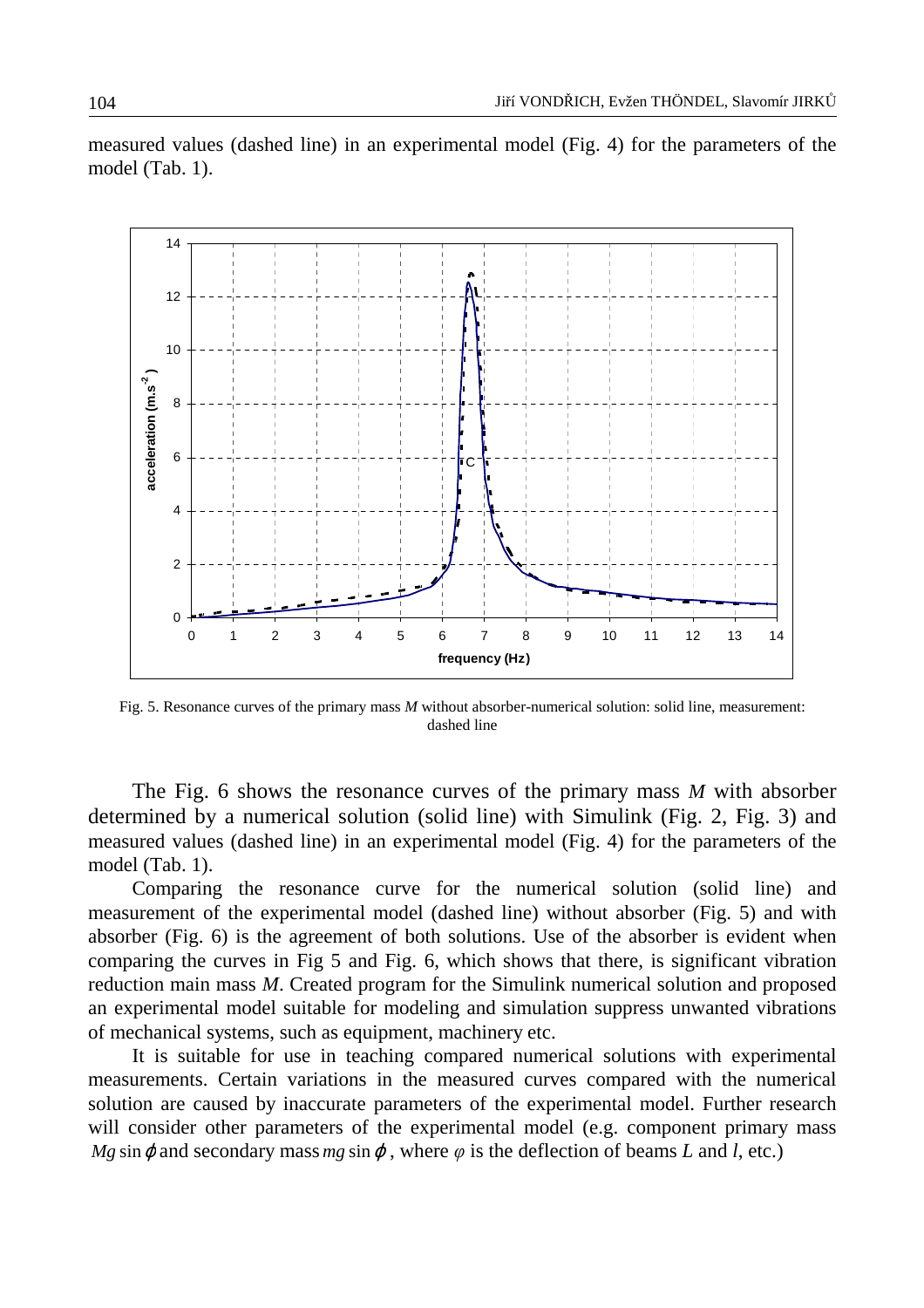measured values (dashed line) in an experimental model (Fig. 4) for the parameters of the model (Tab. 1).

Fig. 5. Resonance curves of the primary mass *M* without absorber-numerical solution: solid line, measurement: dashed line

The Fig. 6 shows the resonance curves of the primary mass *M* with absorber determined by a numerical solution (solid line) with Simulink (Fig. 2, Fig. 3) and measured values (dashed line) in an experimental model (Fig. 4) for the parameters of the model (Tab. 1).

Comparing the resonance curve for the numerical solution (solid line) and measurement of the experimental model (dashed line) without absorber (Fig. 5) and with absorber (Fig. 6) is the agreement of both solutions. Use of the absorber is evident when comparing the curves in Fig 5 and Fig. 6, which shows that there, is significant vibration reduction main mass *M*. Created program for the Simulink numerical solution and proposed an experimental model suitable for modeling and simulation suppress unwanted vibrations of mechanical systems, such as equipment, machinery etc.

It is suitable for use in teaching compared numerical solutions with experimental measurements. Certain variations in the measured curves compared with the numerical solution are caused by inaccurate parameters of the experimental model. Further research will consider other parameters of the experimental model (e.g. component primary mass $Mg\sin\varphi$ and secondary mass $mg\sin\varphi$, where $\varphi$ is the deflection of beams $L$ and $l$, etc.)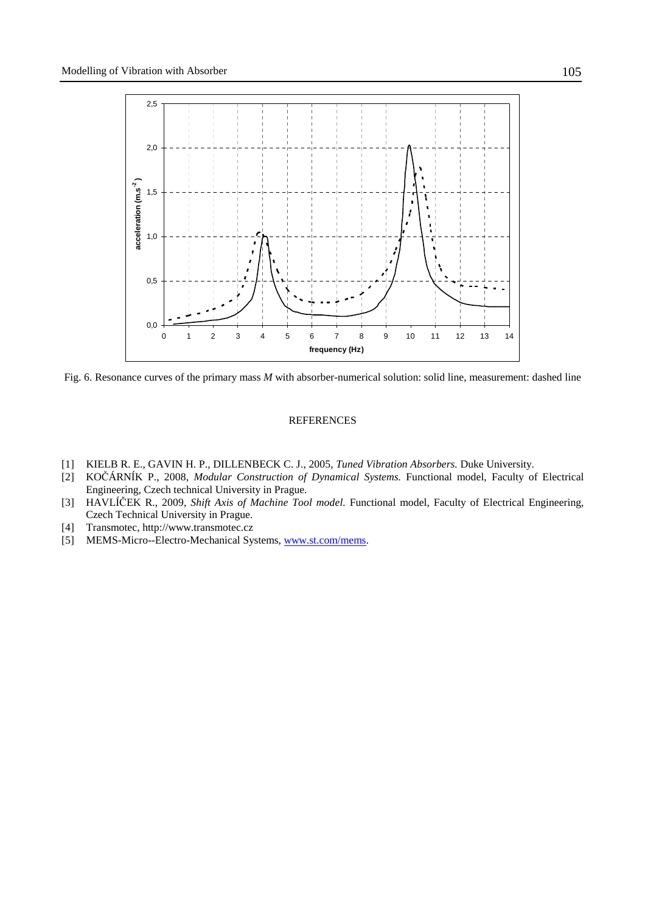2,5
2,0
1,5
1,0
0,5
0,0

acceleration ($m.s^{-2}$)

0 1 2 3 4 5 6 7 8 9 10 11 12 13 14

frequency (Hz)

Fig. 6. Resonance curves of the primary mass *M* with absorber-numerical solution: solid line, measurement: dashed line

## REFERENCES

[1] KIELB R. E., GAVIN H. P., DILLENBECK C. J., 2005, *Tuned Vibration Absorbers.* Duke University.

[2] KOČÁRNÍK P., 2008, *Modular Construction of Dynamical Systems.* Functional model, Faculty of Electrical Engineering, Czech technical University in Prague.

[3] HAVLÍČEK R., 2009, *Shift Axis of Machine Tool model.* Functional model, Faculty of Electrical Engineering, Czech Technical University in Prague.

[4] Transmotec, http://www.transmotec.cz

[5] MEMS-Micro--Electro-Mechanical Systems, www.st.com/mems.